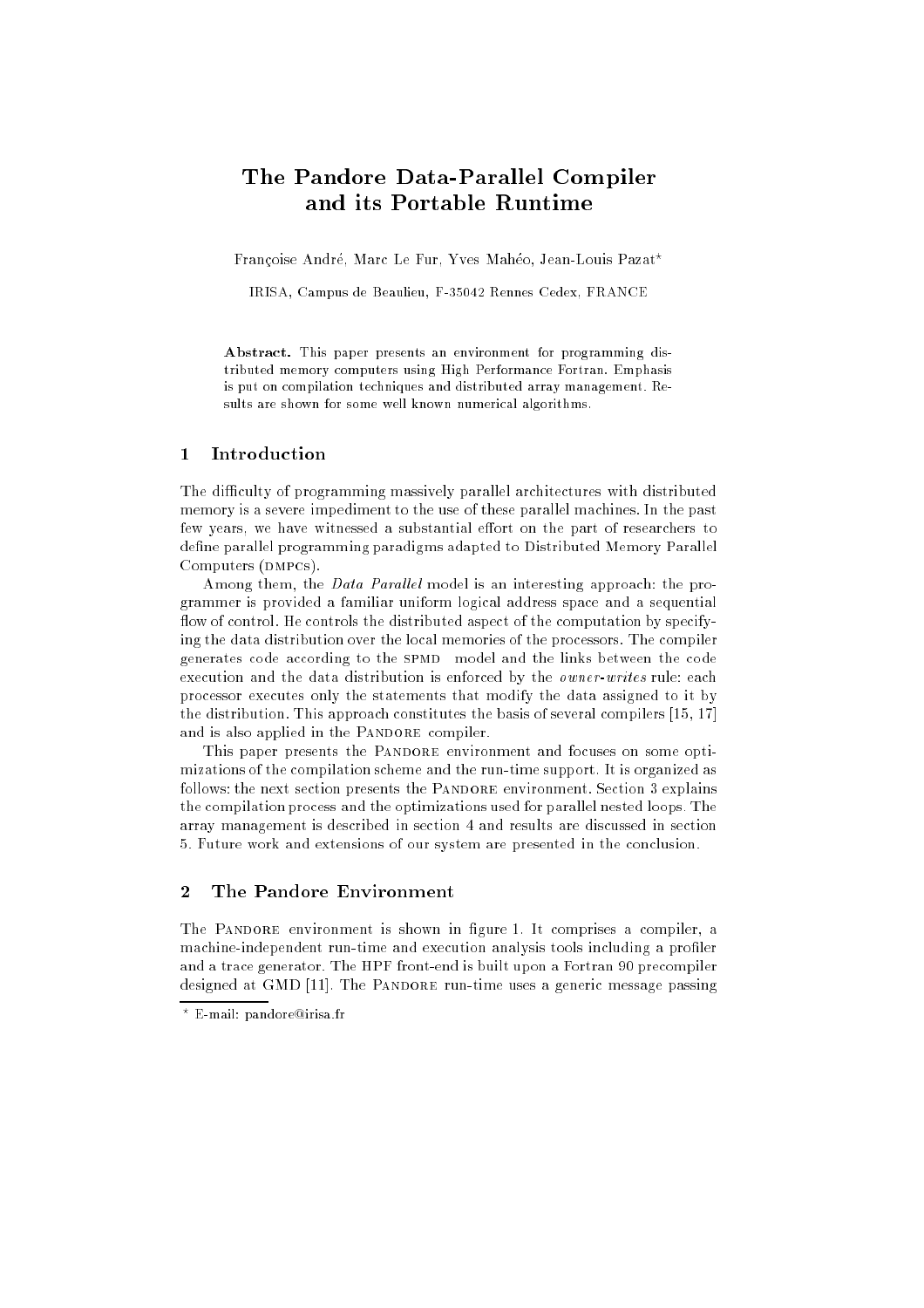# The Pandore Data-Parallel Compiler and its Portable Runtime

Françoise André, Marc Le Fur, Yves Mahéo, Jean-Louis Pazat*

IRISA, Campus de Beaulieu, F-35042 Rennes Cedex, FRANCE

**Abstract.** This paper presents an environment for programming distributed memory computers using High Performance Fortran. Emphasis is put on compilation techniques and distributed array management. Results are shown for some well known numerical algorithms.

## 1 Introduction

The difficulty of programming massively parallel architectures with distributed memory is a severe impediment to the use of these parallel machines. In the past few years, we have witnessed a substantial effort on the part of researchers to define parallel programming paradigms adapted to Distributed Memory Parallel Computers (DMPCs).

Among them, the *Data Parallel* model is an interesting approach: the programmer is provided a familiar uniform logical address space and a sequential flow of control. He controls the distributed aspect of the computation by specifying the data distribution over the local memories of the processors. The compiler generates code according to the SPMD model and the links between the code execution and the data distribution is enforced by the *owner-writes* rule: each processor executes only the statements that modify the data assigned to it by the distribution. This approach constitutes the basis of several compilers [15, 17] and is also applied in the Pandore compiler.

This paper presents the Pandore environment and focuses on some optimizations of the compilation scheme and the run-time support. It is organized as follows: the next section presents the Pandore environment. Section 3 explains the compilation process and the optimizations used for parallel nested loops. The array management is described in section 4 and results are discussed in section 5. Future work and extensions of our system are presented in the conclusion.

## 2 The Pandore Environment

The Pandore environment is shown in figure 1. It comprises a compiler, a machine-independent run-time and execution analysis tools including a profiler and a trace generator. The HPF front-end is built upon a Fortran 90 precompiler designed at GMD [11]. The Pandore run-time uses a generic message passing

* E-mail: pandore@irisa.fr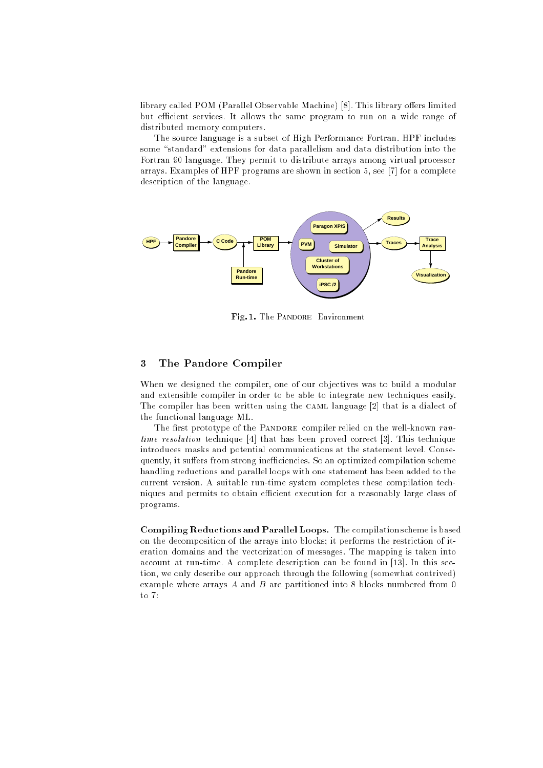library called POM (Parallel Observable Machine) [8]. This library offers limited but efficient services. It allows the same program to run on a wide range of distributed memory computers.

The source language is a subset of High Performance Fortran. HPF includes some "standard" extensions for data parallelism and data distribution into the Fortran 90 language. They permit to distribute arrays among virtual processor arrays. Examples of HPF programs are shown in section 5, see [7] for a complete description of the language.

Fig. 1. The PANDORE Environment

## 3 The Pandore Compiler

When we designed the compiler, one of our objectives was to build a modular and extensible compiler in order to be able to integrate new techniques easily. The compiler has been written using the CAML language [2] that is a dialect of the functional language ML.

The first prototype of the PANDORE compiler relied on the well-known *run-time resolution* technique [4] that has been proved correct [3]. This technique introduces masks and potential communications at the statement level. Consequently, it suffers from strong inefficiencies. So an optimized compilation scheme handling reductions and parallel loops with one statement has been added to the current version. A suitable run-time system completes these compilation techniques and permits to obtain efficient execution for a reasonably large class of programs.

**Compiling Reductions and Parallel Loops.** The compilation scheme is based on the decomposition of the arrays into blocks; it performs the restriction of iteration domains and the vectorization of messages. The mapping is taken into account at run-time. A complete description can be found in [13]. In this section, we only describe our approach through the following (somewhat contrived) example where arrays $A$ and $B$ are partitioned into 8 blocks numbered from 0 to 7: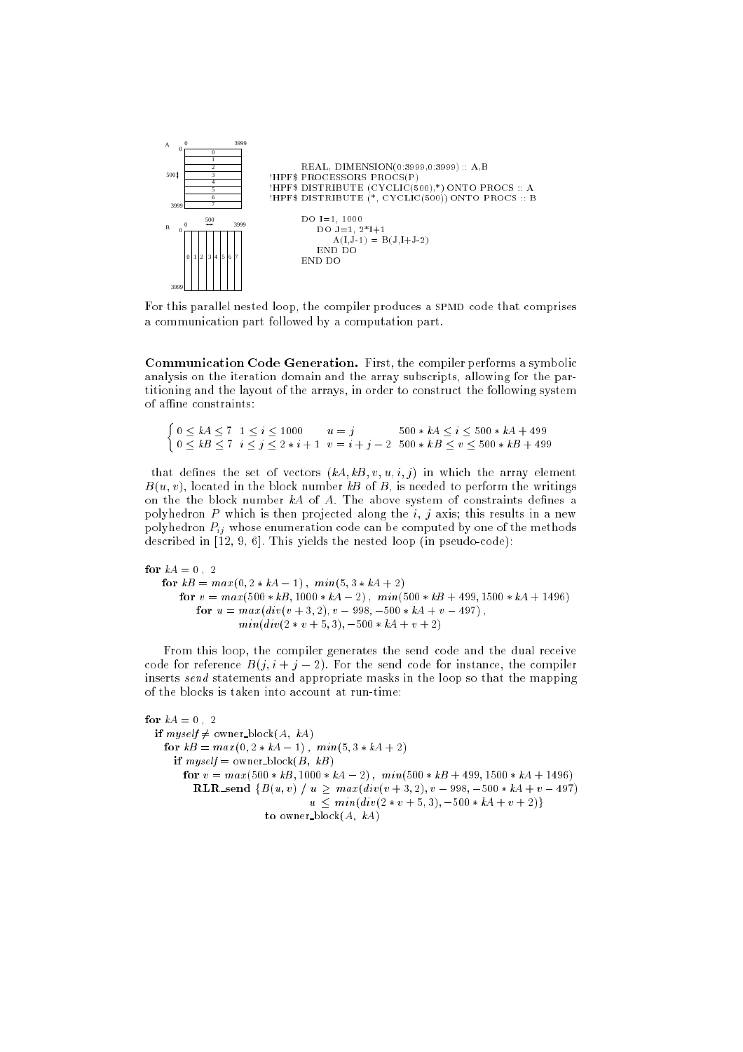```
      REAL, DIMENSION(0:3999,0:3999) :: A,B
!HPF$ PROCESSORS PROCS(P)
!HPF$ DISTRIBUTE (CYCLIC(500),*) ONTO PROCS :: A
!HPF$ DISTRIBUTE (*, CYCLIC(500)) ONTO PROCS :: B

      DO I=1, 1000
         DO J=1, 2*I+1
            A(I,J-1) = B(J,I+J-2)
         END DO
      END DO
```

For this parallel nested loop, the compiler produces a SPMD code that comprises a communication part followed by a computation part.

**Communication Code Generation.** First, the compiler performs a symbolic analysis on the iteration domain and the array subscripts, allowing for the partitioning and the layout of the arrays, in order to construct the following system of affine constraints:

$$\begin{cases} 0 \leq kA \leq 7 \quad 1 \leq i \leq 1000 \qquad u = j \qquad\quad 500 * kA \leq i \leq 500 * kA + 499 \\ 0 \leq kB \leq 7 \quad i \leq j \leq 2 * i + 1 \quad v = i + j - 2 \quad 500 * kB \leq v \leq 500 * kB + 499 \end{cases}$$

that defines the set of vectors $(kA, kB, v, u, i, j)$ in which the array element $B(u, v)$, located in the block number $kB$ of $B$, is needed to perform the writings on the the block number $kA$ of $A$. The above system of constraints defines a polyhedron $P$ which is then projected along the $i$, $j$ axis; this results in a new polyhedron $P_{ij}$ whose enumeration code can be computed by one of the methods described in [12, 9, 6]. This yields the nested loop (in pseudo-code):

```
for kA = 0 , 2
   for kB = max(0, 2 * kA − 1) , min(5, 3 * kA + 2)
      for v = max(500 * kB, 1000 * kA − 2) , min(500 * kB + 499, 1500 * kA + 1496)
         for u = max(div(v + 3, 2), v − 998, −500 * kA + v − 497) ,
                 min(div(2 * v + 5, 3), −500 * kA + v + 2)
```

From this loop, the compiler generates the send code and the dual receive code for reference $B(j, i + j - 2)$. For the send code for instance, the compiler inserts *send* statements and appropriate masks in the loop so that the mapping of the blocks is taken into account at run-time:

```
for kA = 0 , 2
  if myself ≠ owner_block(A, kA)
    for kB = max(0, 2 * kA − 1) , min(5, 3 * kA + 2)
      if myself = owner_block(B, kB)
        for v = max(500 * kB, 1000 * kA − 2) , min(500 * kB + 499, 1500 * kA + 1496)
          RLR_send {B(u, v) / u ≥ max(div(v + 3, 2), v − 998, −500 * kA + v − 497)
                                u ≤ min(div(2 * v + 5, 3), −500 * kA + v + 2)}
                   to owner_block(A, kA)
```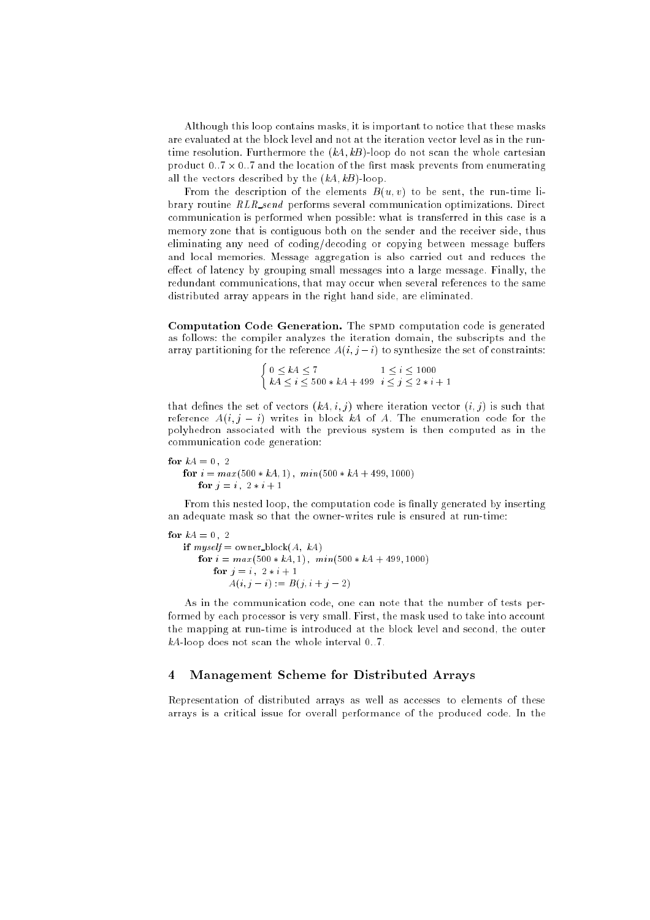Although this loop contains masks, it is important to notice that these masks are evaluated at the block level and not at the iteration vector level as in the run-time resolution. Furthermore the $(kA, kB)$-loop do not scan the whole cartesian product $0..7 \times 0..7$ and the location of the first mask prevents from enumerating all the vectors described by the $(kA, kB)$-loop.

From the description of the elements $B(u, v)$ to be sent, the run-time library routine *RLR_send* performs several communication optimizations. Direct communication is performed when possible: what is transferred in this case is a memory zone that is contiguous both on the sender and the receiver side, thus eliminating any need of coding/decoding or copying between message buffers and local memories. Message aggregation is also carried out and reduces the effect of latency by grouping small messages into a large message. Finally, the redundant communications, that may occur when several references to the same distributed array appears in the right hand side, are eliminated.

**Computation Code Generation.** The SPMD computation code is generated as follows: the compiler analyzes the iteration domain, the subscripts and the array partitioning for the reference $A(i, j - i)$ to synthesize the set of constraints:

$$\begin{cases} 0 \leq kA \leq 7 & 1 \leq i \leq 1000 \\ kA \leq i \leq 500 * kA + 499 & i \leq j \leq 2 * i + 1 \end{cases}$$

that defines the set of vectors $(kA, i, j)$ where iteration vector $(i, j)$ is such that reference $A(i, j - i)$ writes in block $kA$ of $A$. The enumeration code for the polyhedron associated with the previous system is then computed as in the communication code generation:

```
for kA = 0 , 2
    for i = max(500 * kA, 1) , min(500 * kA + 499, 1000)
        for j = i , 2 * i + 1
```

From this nested loop, the computation code is finally generated by inserting an adequate mask so that the owner-writes rule is ensured at run-time:

```
for kA = 0 , 2
    if myself = owner_block(A, kA)
        for i = max(500 * kA, 1) , min(500 * kA + 499, 1000)
            for j = i , 2 * i + 1
                A(i, j − i) := B(j, i + j − 2)
```

As in the communication code, one can note that the number of tests performed by each processor is very small. First, the mask used to take into account the mapping at run-time is introduced at the block level and second, the outer $kA$-loop does not scan the whole interval $0..7$.

## 4 Management Scheme for Distributed Arrays

Representation of distributed arrays as well as accesses to elements of these arrays is a critical issue for overall performance of the produced code. In the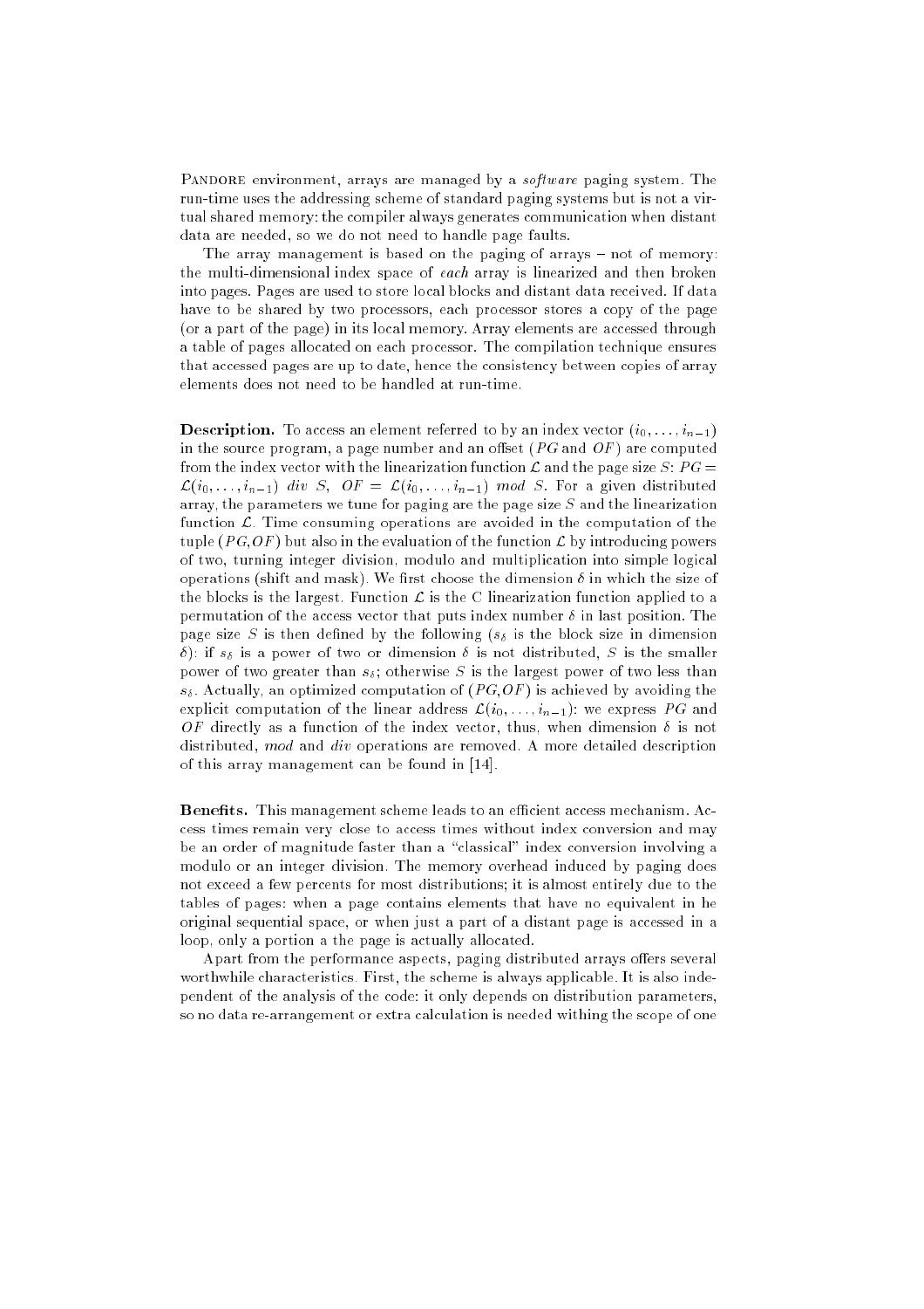Pandore environment, arrays are managed by a *software* paging system. The run-time uses the addressing scheme of standard paging systems but is not a virtual shared memory: the compiler always generates communication when distant data are needed, so we do not need to handle page faults.

The array management is based on the paging of arrays – not of memory: the multi-dimensional index space of *each* array is linearized and then broken into pages. Pages are used to store local blocks and distant data received. If data have to be shared by two processors, each processor stores a copy of the page (or a part of the page) in its local memory. Array elements are accessed through a table of pages allocated on each processor. The compilation technique ensures that accessed pages are up to date, hence the consistency between copies of array elements does not need to be handled at run-time.

**Description.** To access an element referred to by an index vector $(i_0, \ldots, i_{n-1})$ in the source program, a page number and an offset ($PG$ and $OF$) are computed from the index vector with the linearization function $\mathcal{L}$ and the page size $S$: $PG = \mathcal{L}(i_0, \ldots, i_{n-1})\ div\ S$, $OF = \mathcal{L}(i_0, \ldots, i_{n-1})\ mod\ S$. For a given distributed array, the parameters we tune for paging are the page size $S$ and the linearization function $\mathcal{L}$. Time consuming operations are avoided in the computation of the tuple $(PG,OF)$ but also in the evaluation of the function $\mathcal{L}$ by introducing powers of two, turning integer division, modulo and multiplication into simple logical operations (shift and mask). We first choose the dimension $\delta$ in which the size of the blocks is the largest. Function $\mathcal{L}$ is the C linearization function applied to a permutation of the access vector that puts index number $\delta$ in last position. The page size $S$ is then defined by the following ($s_\delta$ is the block size in dimension $\delta$): if $s_\delta$ is a power of two or dimension $\delta$ is not distributed, $S$ is the smaller power of two greater than $s_\delta$; otherwise $S$ is the largest power of two less than $s_\delta$. Actually, an optimized computation of $(PG,OF)$ is achieved by avoiding the explicit computation of the linear address $\mathcal{L}(i_0, \ldots, i_{n-1})$: we express $PG$ and $OF$ directly as a function of the index vector, thus, when dimension $\delta$ is not distributed, *mod* and *div* operations are removed. A more detailed description of this array management can be found in [14].

**Benefits.** This management scheme leads to an efficient access mechanism. Access times remain very close to access times without index conversion and may be an order of magnitude faster than a "classical" index conversion involving a modulo or an integer division. The memory overhead induced by paging does not exceed a few percents for most distributions; it is almost entirely due to the tables of pages: when a page contains elements that have no equivalent in he original sequential space, or when just a part of a distant page is accessed in a loop, only a portion a the page is actually allocated.

Apart from the performance aspects, paging distributed arrays offers several worthwhile characteristics. First, the scheme is always applicable. It is also independent of the analysis of the code: it only depends on distribution parameters, so no data re-arrangement or extra calculation is needed withing the scope of one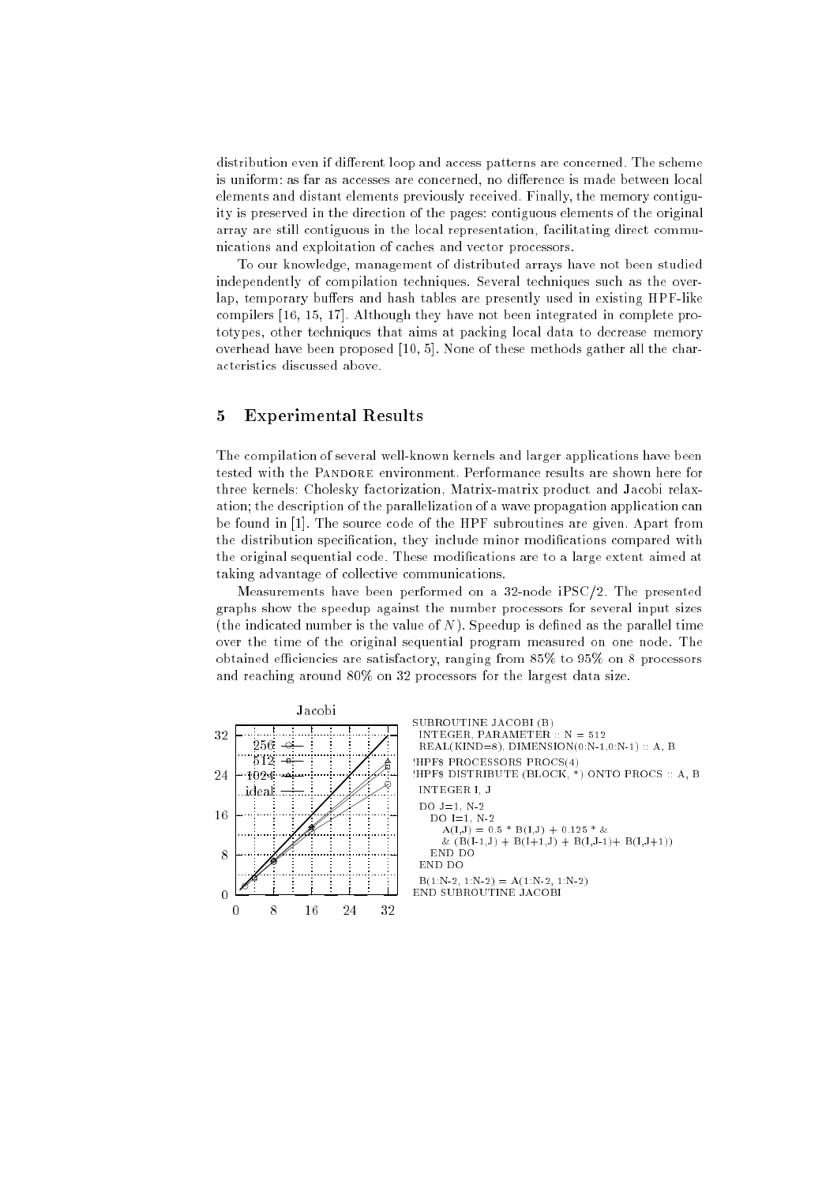distribution even if different loop and access patterns are concerned. The scheme is uniform: as far as accesses are concerned, no difference is made between local elements and distant elements previously received. Finally, the memory contiguity is preserved in the direction of the pages: contiguous elements of the original array are still contiguous in the local representation, facilitating direct communications and exploitation of caches and vector processors.

To our knowledge, management of distributed arrays have not been studied independently of compilation techniques. Several techniques such as the overlap, temporary buffers and hash tables are presently used in existing HPF-like compilers [16, 15, 17]. Although they have not been integrated in complete prototypes, other techniques that aims at packing local data to decrease memory overhead have been proposed [10, 5]. None of these methods gather all the characteristics discussed above.

## 5 Experimental Results

The compilation of several well-known kernels and larger applications have been tested with the Pandore environment. Performance results are shown here for three kernels: Cholesky factorization, Matrix-matrix product and Jacobi relaxation; the description of the parallelization of a wave propagation application can be found in [1]. The source code of the HPF subroutines are given. Apart from the distribution specification, they include minor modifications compared with the original sequential code. These modifications are to a large extent aimed at taking advantage of collective communications.

Measurements have been performed on a 32-node iPSC/2. The presented graphs show the speedup against the number processors for several input sizes (the indicated number is the value of $N$). Speedup is defined as the parallel time over the time of the original sequential program measured on one node. The obtained efficiencies are satisfactory, ranging from 85% to 95% on 8 processors and reaching around 80% on 32 processors for the largest data size.

Jacobi

```
SUBROUTINE JACOBI (B)
  INTEGER, PARAMETER :: N = 512
  REAL(KIND=8), DIMENSION(0:N-1,0:N-1) :: A, B
!HPF$ PROCESSORS PROCS(4)
!HPF$ DISTRIBUTE (BLOCK, *) ONTO PROCS :: A, B
  INTEGER I, J
  DO J=1, N-2
    DO I=1, N-2
       A(I,J) = 0.5 * B(I,J) + 0.125 * &
       & (B(I-1,J) + B(I+1,J) + B(I,J-1)+ B(I,J+1))
    END DO
  END DO
  B(1:N-2, 1:N-2) = A(1:N-2, 1:N-2)
END SUBROUTINE JACOBI
```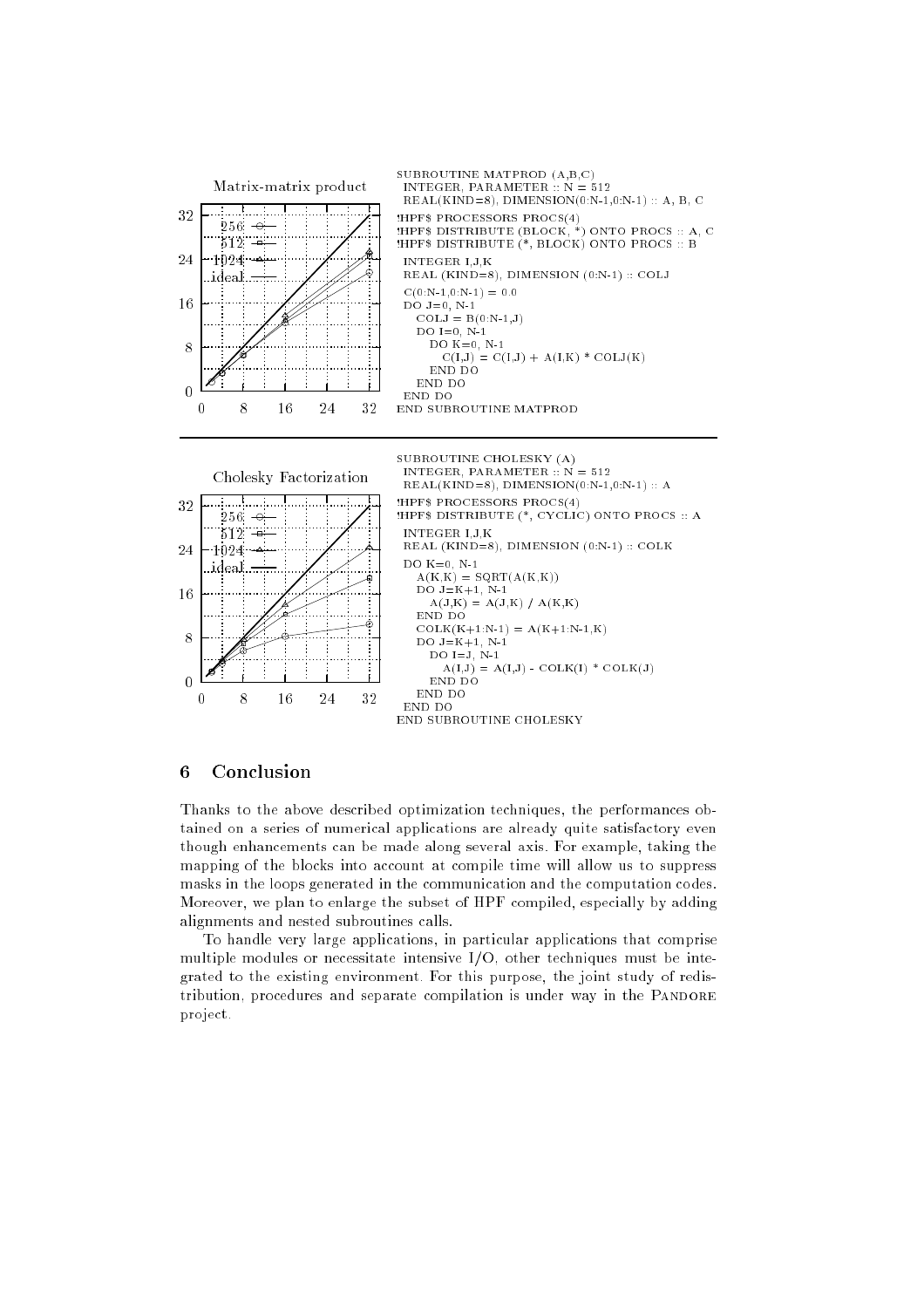Matrix-matrix product

```
SUBROUTINE MATPROD (A,B,C)
  INTEGER, PARAMETER :: N = 512
  REAL(KIND=8), DIMENSION(0:N-1,0:N-1) :: A, B, C
!HPF$ PROCESSORS PROCS(4)
!HPF$ DISTRIBUTE (BLOCK, *) ONTO PROCS :: A, C
!HPF$ DISTRIBUTE (*, BLOCK) ONTO PROCS :: B
  INTEGER I,J,K
  REAL (KIND=8), DIMENSION (0:N-1) :: COLJ
  C(0:N-1,0:N-1) = 0.0
  DO J=0, N-1
     COLJ = B(0:N-1,J)
     DO I=0, N-1
        DO K=0, N-1
           C(I,J) = C(I,J) + A(I,K) * COLJ(K)
        END DO
     END DO
  END DO
END SUBROUTINE MATPROD
```

Cholesky Factorization

```
SUBROUTINE CHOLESKY (A)
  INTEGER, PARAMETER :: N = 512
  REAL(KIND=8), DIMENSION(0:N-1,0:N-1) :: A
!HPF$ PROCESSORS PROCS(4)
!HPF$ DISTRIBUTE (*, CYCLIC) ONTO PROCS :: A
  INTEGER I,J,K
  REAL (KIND=8), DIMENSION (0:N-1) :: COLK
  DO K=0, N-1
     A(K,K) = SQRT(A(K,K))
     DO J=K+1, N-1
        A(J,K) = A(J,K) / A(K,K)
     END DO
     COLK(K+1:N-1) = A(K+1:N-1,K)
     DO J=K+1, N-1
        DO I=J, N-1
           A(I,J) = A(I,J) - COLK(I) * COLK(J)
        END DO
     END DO
  END DO
END SUBROUTINE CHOLESKY
```

## 6 Conclusion

Thanks to the above described optimization techniques, the performances obtained on a series of numerical applications are already quite satisfactory even though enhancements can be made along several axis. For example, taking the mapping of the blocks into account at compile time will allow us to suppress masks in the loops generated in the communication and the computation codes. Moreover, we plan to enlarge the subset of HPF compiled, especially by adding alignments and nested subroutines calls.

To handle very large applications, in particular applications that comprise multiple modules or necessitate intensive I/O, other techniques must be integrated to the existing environment. For this purpose, the joint study of redistribution, procedures and separate compilation is under way in the PANDORE project.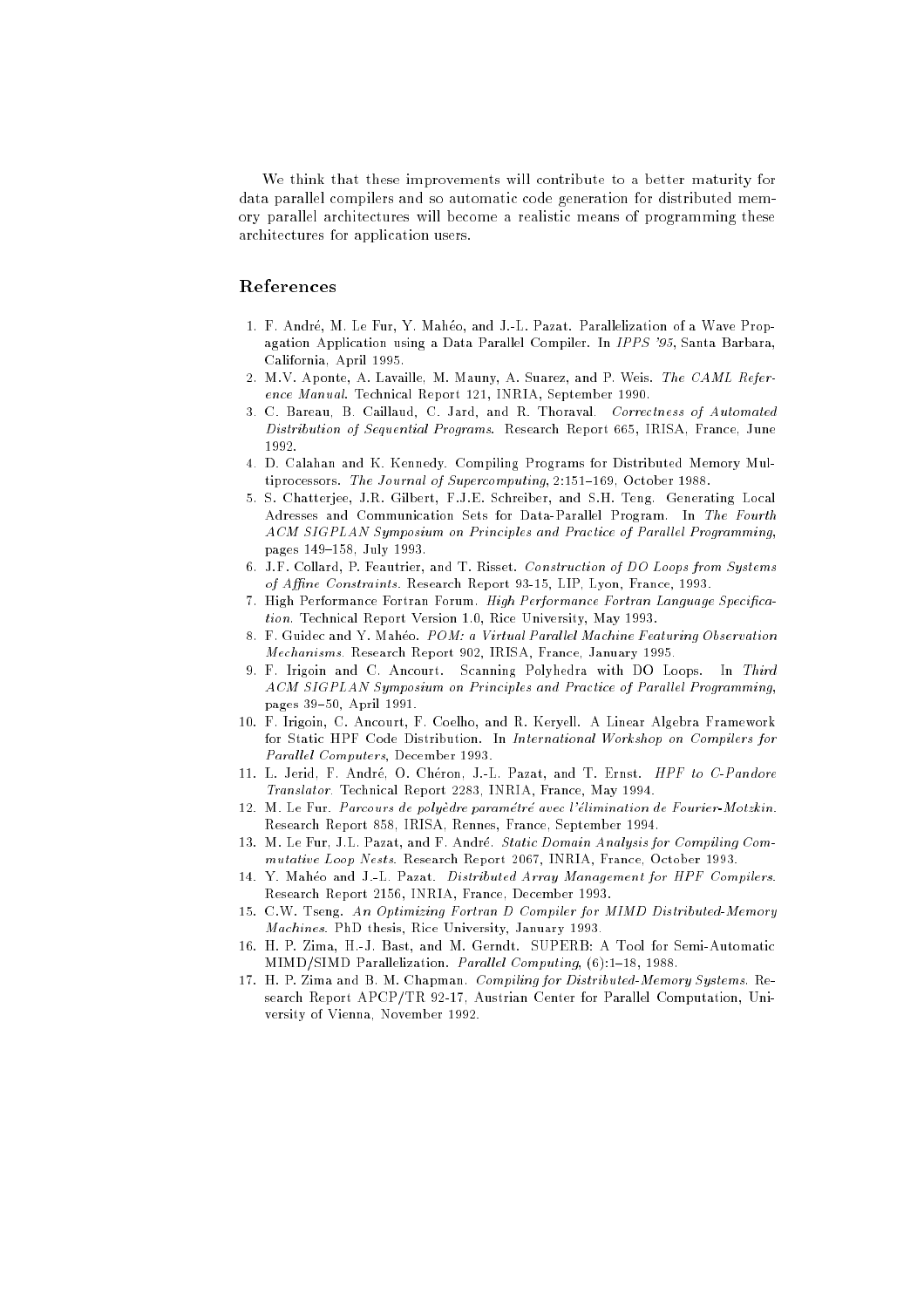We think that these improvements will contribute to a better maturity for data parallel compilers and so automatic code generation for distributed memory parallel architectures will become a realistic means of programming these architectures for application users.

## References

1. F. André, M. Le Fur, Y. Mahéo, and J.-L. Pazat. Parallelization of a Wave Propagation Application using a Data Parallel Compiler. In *IPPS '95*, Santa Barbara, California, April 1995.
2. M.V. Aponte, A. Lavaille, M. Mauny, A. Suarez, and P. Weis. *The CAML Reference Manual*. Technical Report 121, INRIA, September 1990.
3. C. Bareau, B. Caillaud, C. Jard, and R. Thoraval. *Correctness of Automated Distribution of Sequential Programs*. Research Report 665, IRISA, France, June 1992.
4. D. Calahan and K. Kennedy. Compiling Programs for Distributed Memory Multiprocessors. *The Journal of Supercomputing*, 2:151–169, October 1988.
5. S. Chatterjee, J.R. Gilbert, F.J.E. Schreiber, and S.H. Teng. Generating Local Adresses and Communication Sets for Data-Parallel Program. In *The Fourth ACM SIGPLAN Symposium on Principles and Practice of Parallel Programming*, pages 149–158, July 1993.
6. J.F. Collard, P. Feautrier, and T. Risset. *Construction of DO Loops from Systems of Affine Constraints*. Research Report 93-15, LIP, Lyon, France, 1993.
7. High Performance Fortran Forum. *High Performance Fortran Language Specification*. Technical Report Version 1.0, Rice University, May 1993.
8. F. Guidec and Y. Mahéo. *POM: a Virtual Parallel Machine Featuring Observation Mechanisms*. Research Report 902, IRISA, France, January 1995.
9. F. Irigoin and C. Ancourt. Scanning Polyhedra with DO Loops. In *Third ACM SIGPLAN Symposium on Principles and Practice of Parallel Programming*, pages 39–50, April 1991.
10. F. Irigoin, C. Ancourt, F. Coelho, and R. Keryell. A Linear Algebra Framework for Static HPF Code Distribution. In *International Workshop on Compilers for Parallel Computers*, December 1993.
11. L. Jerid, F. André, O. Chéron, J.-L. Pazat, and T. Ernst. *HPF to C-Pandore Translator*. Technical Report 2283, INRIA, France, May 1994.
12. M. Le Fur. *Parcours de polyèdre paramétré avec l'élimination de Fourier-Motzkin*. Research Report 858, IRISA, Rennes, France, September 1994.
13. M. Le Fur, J.L. Pazat, and F. André. *Static Domain Analysis for Compiling Commutative Loop Nests*. Research Report 2067, INRIA, France, October 1993.
14. Y. Mahéo and J.-L. Pazat. *Distributed Array Management for HPF Compilers*. Research Report 2156, INRIA, France, December 1993.
15. C.W. Tseng. *An Optimizing Fortran D Compiler for MIMD Distributed-Memory Machines*. PhD thesis, Rice University, January 1993.
16. H. P. Zima, H.-J. Bast, and M. Gerndt. SUPERB: A Tool for Semi-Automatic MIMD/SIMD Parallelization. *Parallel Computing*, (6):1–18, 1988.
17. H. P. Zima and B. M. Chapman. *Compiling for Distributed-Memory Systems*. Research Report APCP/TR 92-17, Austrian Center for Parallel Computation, University of Vienna, November 1992.